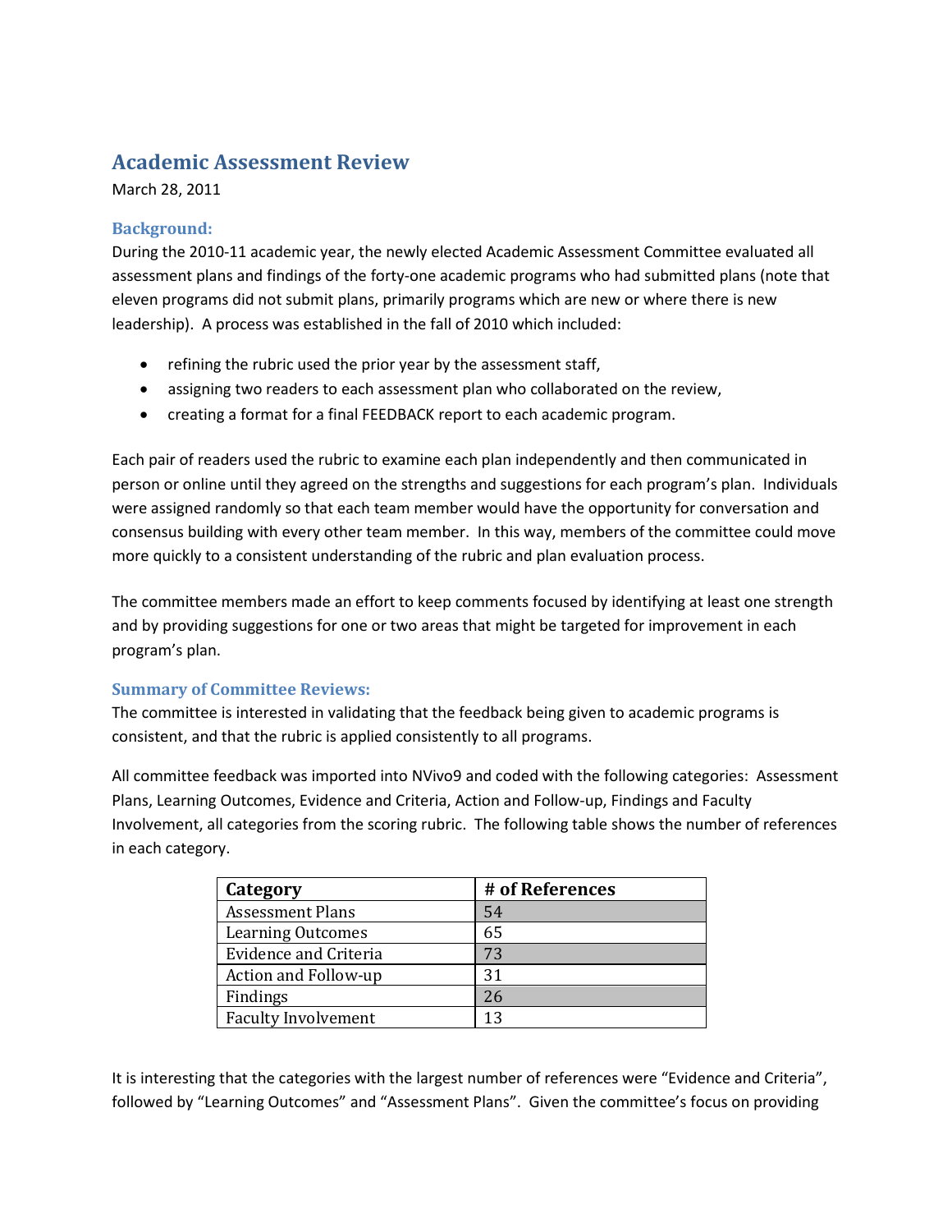# Academic Assessment Review

March 28, 2011

## Background:

During the 2010-11 academic year, the newly elected Academic Assessment Committee evaluated all assessment plans and findings of the forty-one academic programs who had submitted plans (note that eleven programs did not submit plans, primarily programs which are new or where there is new leadership). A process was established in the fall of 2010 which included:

- refining the rubric used the prior year by the assessment staff,
- assigning two readers to each assessment plan who collaborated on the review,
- creating a format for a final FEEDBACK report to each academic program.

Each pair of readers used the rubric to examine each plan independently and then communicated in person or online until they agreed on the strengths and suggestions for each program's plan. Individuals were assigned randomly so that each team member would have the opportunity for conversation and consensus building with every other team member. In this way, members of the committee could move more quickly to a consistent understanding of the rubric and plan evaluation process.

The committee members made an effort to keep comments focused by identifying at least one strength and by providing suggestions for one or two areas that might be targeted for improvement in each program's plan.

## Summary of Committee Reviews:

The committee is interested in validating that the feedback being given to academic programs is consistent, and that the rubric is applied consistently to all programs.

All committee feedback was imported into NVivo9 and coded with the following categories: Assessment Plans, Learning Outcomes, Evidence and Criteria, Action and Follow-up, Findings and Faculty Involvement, all categories from the scoring rubric. The following table shows the number of references in each category.

| Category | # of References |
|---|---|
| Assessment Plans | 54 |
| Learning Outcomes | 65 |
| Evidence and Criteria | 73 |
| Action and Follow-up | 31 |
| Findings | 26 |
| Faculty Involvement | 13 |

It is interesting that the categories with the largest number of references were "Evidence and Criteria", followed by "Learning Outcomes" and "Assessment Plans". Given the committee's focus on providing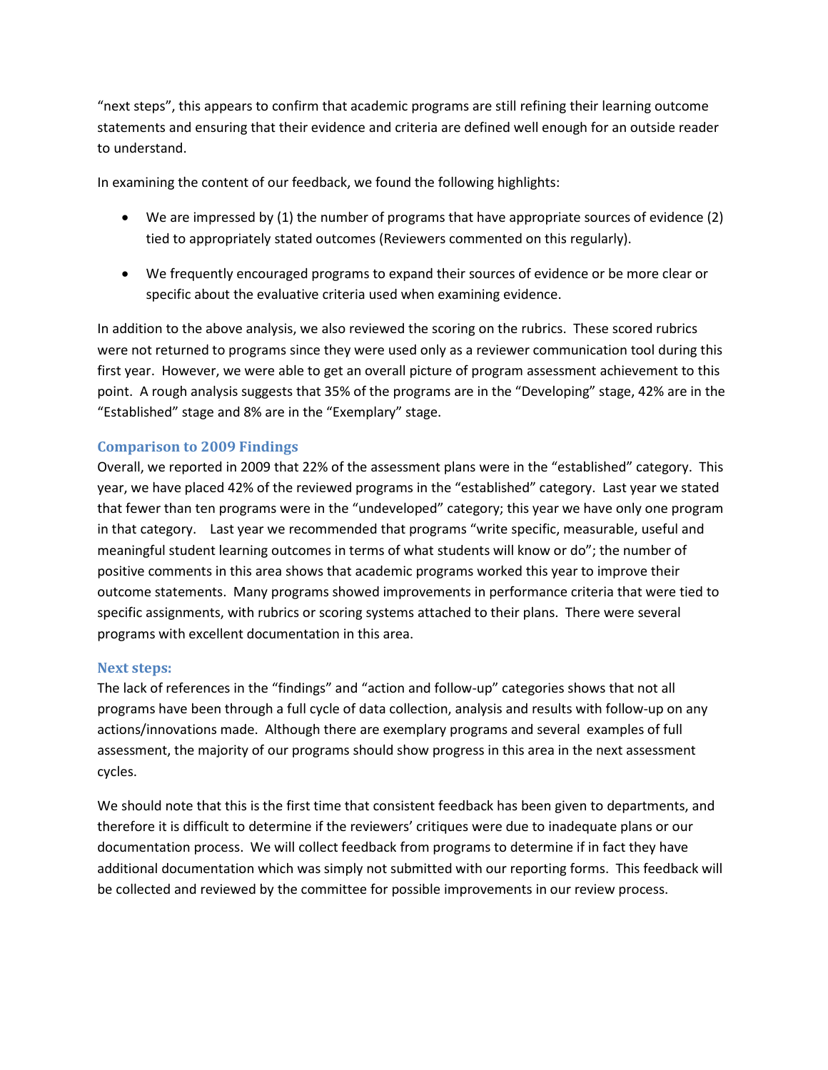"next steps", this appears to confirm that academic programs are still refining their learning outcome statements and ensuring that their evidence and criteria are defined well enough for an outside reader to understand.

In examining the content of our feedback, we found the following highlights:

- We are impressed by (1) the number of programs that have appropriate sources of evidence (2) tied to appropriately stated outcomes (Reviewers commented on this regularly).
- We frequently encouraged programs to expand their sources of evidence or be more clear or specific about the evaluative criteria used when examining evidence.

In addition to the above analysis, we also reviewed the scoring on the rubrics. These scored rubrics were not returned to programs since they were used only as a reviewer communication tool during this first year. However, we were able to get an overall picture of program assessment achievement to this point. A rough analysis suggests that 35% of the programs are in the "Developing" stage, 42% are in the "Established" stage and 8% are in the "Exemplary" stage.

### Comparison to 2009 Findings

Overall, we reported in 2009 that 22% of the assessment plans were in the "established" category. This year, we have placed 42% of the reviewed programs in the "established" category. Last year we stated that fewer than ten programs were in the "undeveloped" category; this year we have only one program in that category. Last year we recommended that programs "write specific, measurable, useful and meaningful student learning outcomes in terms of what students will know or do"; the number of positive comments in this area shows that academic programs worked this year to improve their outcome statements. Many programs showed improvements in performance criteria that were tied to specific assignments, with rubrics or scoring systems attached to their plans. There were several programs with excellent documentation in this area.

### Next steps:

The lack of references in the "findings" and "action and follow-up" categories shows that not all programs have been through a full cycle of data collection, analysis and results with follow-up on any actions/innovations made. Although there are exemplary programs and several examples of full assessment, the majority of our programs should show progress in this area in the next assessment cycles.

We should note that this is the first time that consistent feedback has been given to departments, and therefore it is difficult to determine if the reviewers' critiques were due to inadequate plans or our documentation process. We will collect feedback from programs to determine if in fact they have additional documentation which was simply not submitted with our reporting forms. This feedback will be collected and reviewed by the committee for possible improvements in our review process.